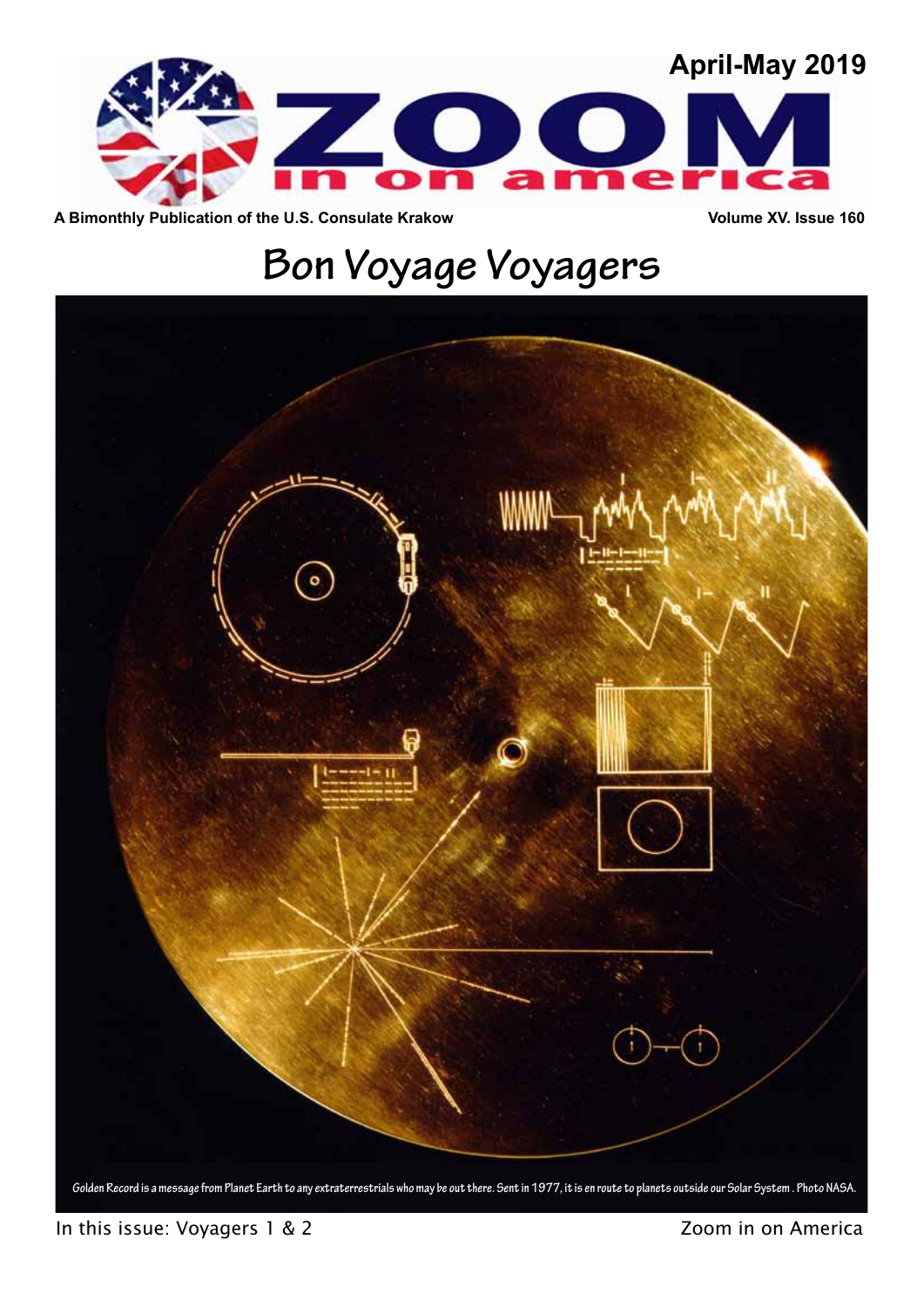# ZOOM in on america

April-May 2019

A Bimonthly Publication of the U.S. Consulate Krakow

Volume XV. Issue 160

## Bon Voyage Voyagers

Golden Record is a message from Planet Earth to any extraterrestrials who may be out there. Sent in 1977, it is en route to planets outside our Solar System . Photo NASA.

In this issue: Voyagers 1 & 2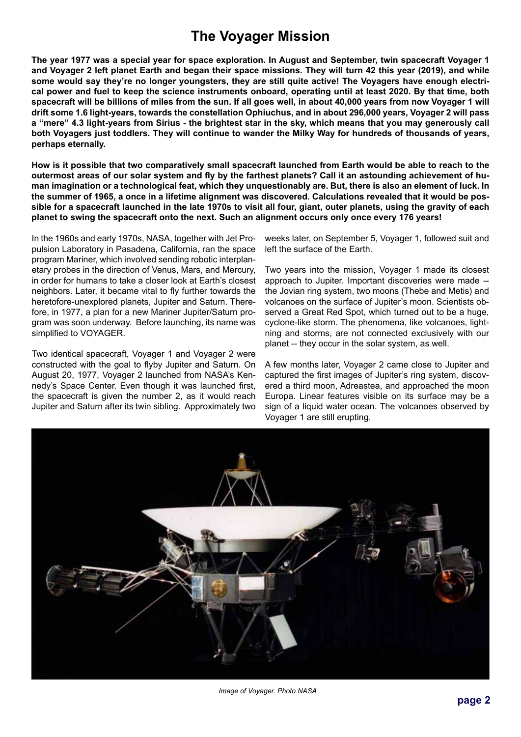# The Voyager Mission

**The year 1977 was a special year for space exploration. In August and September, twin spacecraft Voyager 1 and Voyager 2 left planet Earth and began their space missions. They will turn 42 this year (2019), and while some would say they're no longer youngsters, they are still quite active! The Voyagers have enough electrical power and fuel to keep the science instruments onboard, operating until at least 2020. By that time, both spacecraft will be billions of miles from the sun. If all goes well, in about 40,000 years from now Voyager 1 will drift some 1.6 light-years, towards the constellation Ophiuchus, and in about 296,000 years, Voyager 2 will pass a "mere" 4.3 light-years from Sirius - the brightest star in the sky, which means that you may generously call both Voyagers just toddlers. They will continue to wander the Milky Way for hundreds of thousands of years, perhaps eternally.**

**How is it possible that two comparatively small spacecraft launched from Earth would be able to reach to the outermost areas of our solar system and fly by the farthest planets? Call it an astounding achievement of human imagination or a technological feat, which they unquestionably are. But, there is also an element of luck. In the summer of 1965, a once in a lifetime alignment was discovered. Calculations revealed that it would be possible for a spacecraft launched in the late 1970s to visit all four, giant, outer planets, using the gravity of each planet to swing the spacecraft onto the next. Such an alignment occurs only once every 176 years!**

In the 1960s and early 1970s, NASA, together with Jet Propulsion Laboratory in Pasadena, California, ran the space program Mariner, which involved sending robotic interplanetary probes in the direction of Venus, Mars, and Mercury, in order for humans to take a closer look at Earth's closest neighbors. Later, it became vital to fly further towards the heretofore-unexplored planets, Jupiter and Saturn. Therefore, in 1977, a plan for a new Mariner Jupiter/Saturn program was soon underway. Before launching, its name was simplified to VOYAGER.

Two identical spacecraft, Voyager 1 and Voyager 2 were constructed with the goal to flyby Jupiter and Saturn. On August 20, 1977, Voyager 2 launched from NASA's Kennedy's Space Center. Even though it was launched first, the spacecraft is given the number 2, as it would reach Jupiter and Saturn after its twin sibling. Approximately two weeks later, on September 5, Voyager 1, followed suit and left the surface of the Earth.

Two years into the mission, Voyager 1 made its closest approach to Jupiter. Important discoveries were made -- the Jovian ring system, two moons (Thebe and Metis) and volcanoes on the surface of Jupiter's moon. Scientists observed a Great Red Spot, which turned out to be a huge, cyclone-like storm. The phenomena, like volcanoes, lightning and storms, are not connected exclusively with our planet -- they occur in the solar system, as well.

A few months later, Voyager 2 came close to Jupiter and captured the first images of Jupiter's ring system, discovered a third moon, Adreastea, and approached the moon Europa. Linear features visible on its surface may be a sign of a liquid water ocean. The volcanoes observed by Voyager 1 are still erupting.

*Image of Voyager. Photo NASA*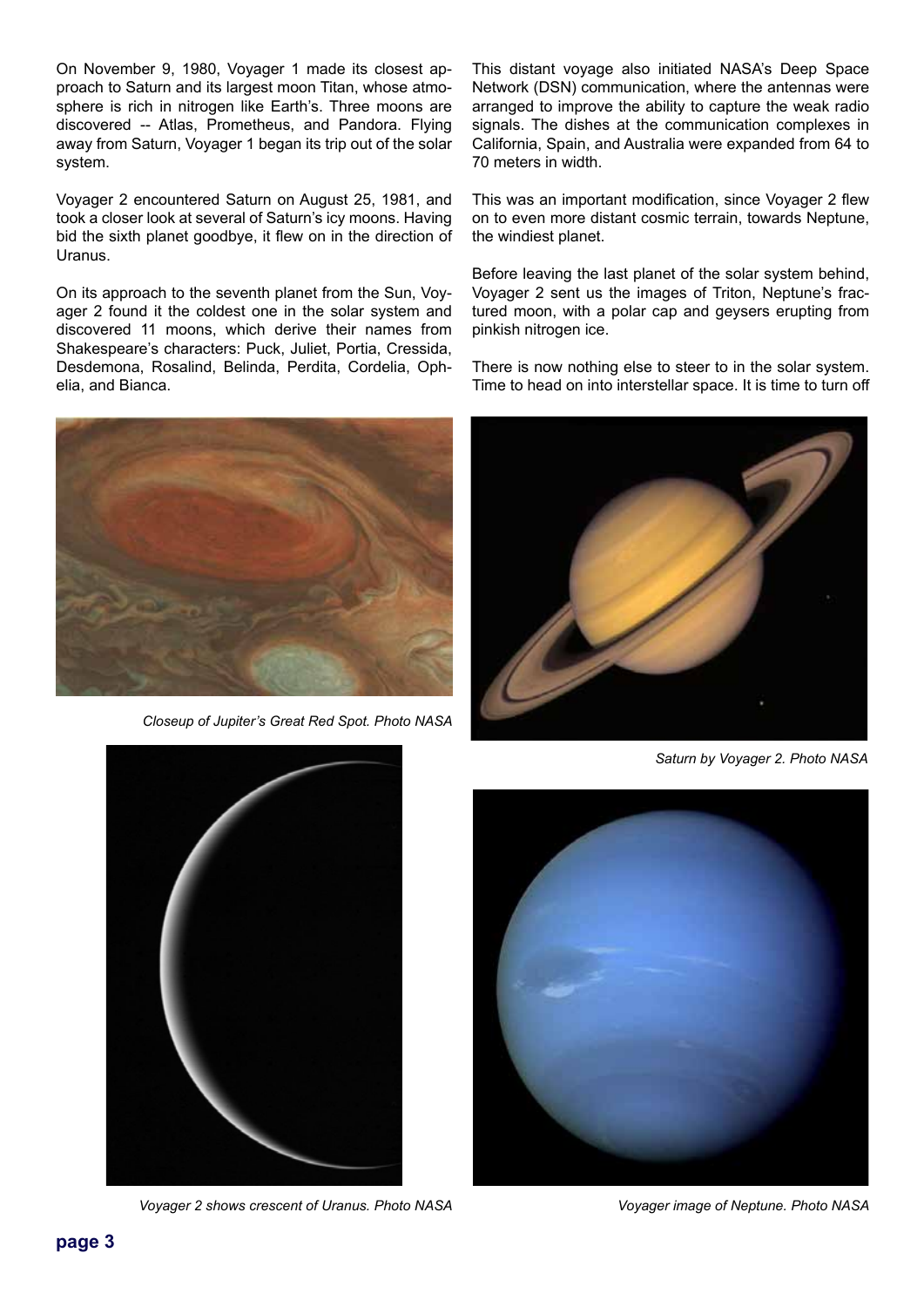On November 9, 1980, Voyager 1 made its closest approach to Saturn and its largest moon Titan, whose atmosphere is rich in nitrogen like Earth's. Three moons are discovered -- Atlas, Prometheus, and Pandora. Flying away from Saturn, Voyager 1 began its trip out of the solar system.

Voyager 2 encountered Saturn on August 25, 1981, and took a closer look at several of Saturn's icy moons. Having bid the sixth planet goodbye, it flew on in the direction of Uranus.

On its approach to the seventh planet from the Sun, Voyager 2 found it the coldest one in the solar system and discovered 11 moons, which derive their names from Shakespeare's characters: Puck, Juliet, Portia, Cressida, Desdemona, Rosalind, Belinda, Perdita, Cordelia, Ophelia, and Bianca.

This distant voyage also initiated NASA's Deep Space Network (DSN) communication, where the antennas were arranged to improve the ability to capture the weak radio signals. The dishes at the communication complexes in California, Spain, and Australia were expanded from 64 to 70 meters in width.

This was an important modification, since Voyager 2 flew on to even more distant cosmic terrain, towards Neptune, the windiest planet.

Before leaving the last planet of the solar system behind, Voyager 2 sent us the images of Triton, Neptune's fractured moon, with a polar cap and geysers erupting from pinkish nitrogen ice.

There is now nothing else to steer to in the solar system. Time to head on into interstellar space. It is time to turn off

*Closeup of Jupiter's Great Red Spot. Photo NASA*

*Saturn by Voyager 2. Photo NASA*

*Voyager 2 shows crescent of Uranus. Photo NASA*

*Voyager image of Neptune. Photo NASA*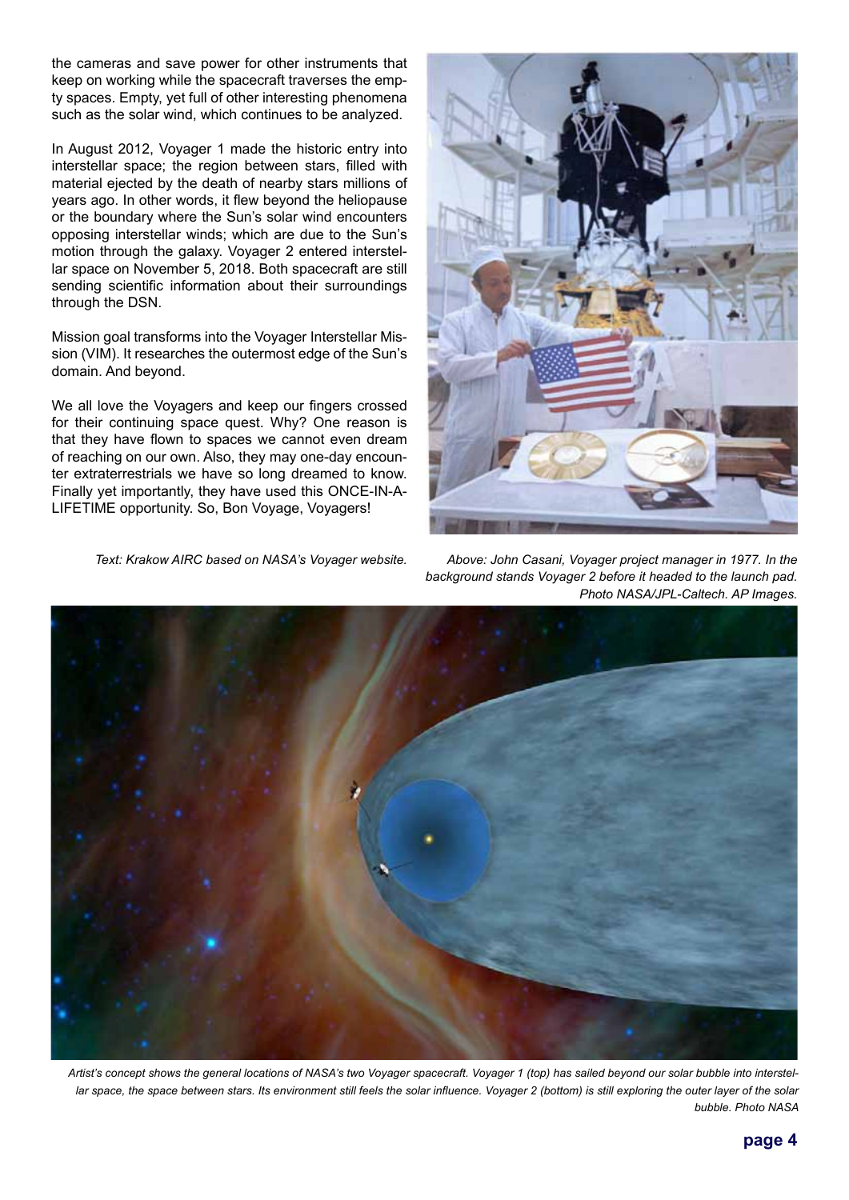the cameras and save power for other instruments that keep on working while the spacecraft traverses the empty spaces. Empty, yet full of other interesting phenomena such as the solar wind, which continues to be analyzed.

In August 2012, Voyager 1 made the historic entry into interstellar space; the region between stars, filled with material ejected by the death of nearby stars millions of years ago. In other words, it flew beyond the heliopause or the boundary where the Sun's solar wind encounters opposing interstellar winds; which are due to the Sun's motion through the galaxy. Voyager 2 entered interstellar space on November 5, 2018. Both spacecraft are still sending scientific information about their surroundings through the DSN.

Mission goal transforms into the Voyager Interstellar Mission (VIM). It researches the outermost edge of the Sun's domain. And beyond.

We all love the Voyagers and keep our fingers crossed for their continuing space quest. Why? One reason is that they have flown to spaces we cannot even dream of reaching on our own. Also, they may one-day encounter extraterrestrials we have so long dreamed to know. Finally yet importantly, they have used this ONCE-IN-A-LIFETIME opportunity. So, Bon Voyage, Voyagers!

*Text: Krakow AIRC based on NASA's Voyager website.*

*Above: John Casani, Voyager project manager in 1977. In the background stands Voyager 2 before it headed to the launch pad. Photo NASA/JPL-Caltech. AP Images.*

*Artist's concept shows the general locations of NASA's two Voyager spacecraft. Voyager 1 (top) has sailed beyond our solar bubble into interstellar space, the space between stars. Its environment still feels the solar influence. Voyager 2 (bottom) is still exploring the outer layer of the solar bubble. Photo NASA*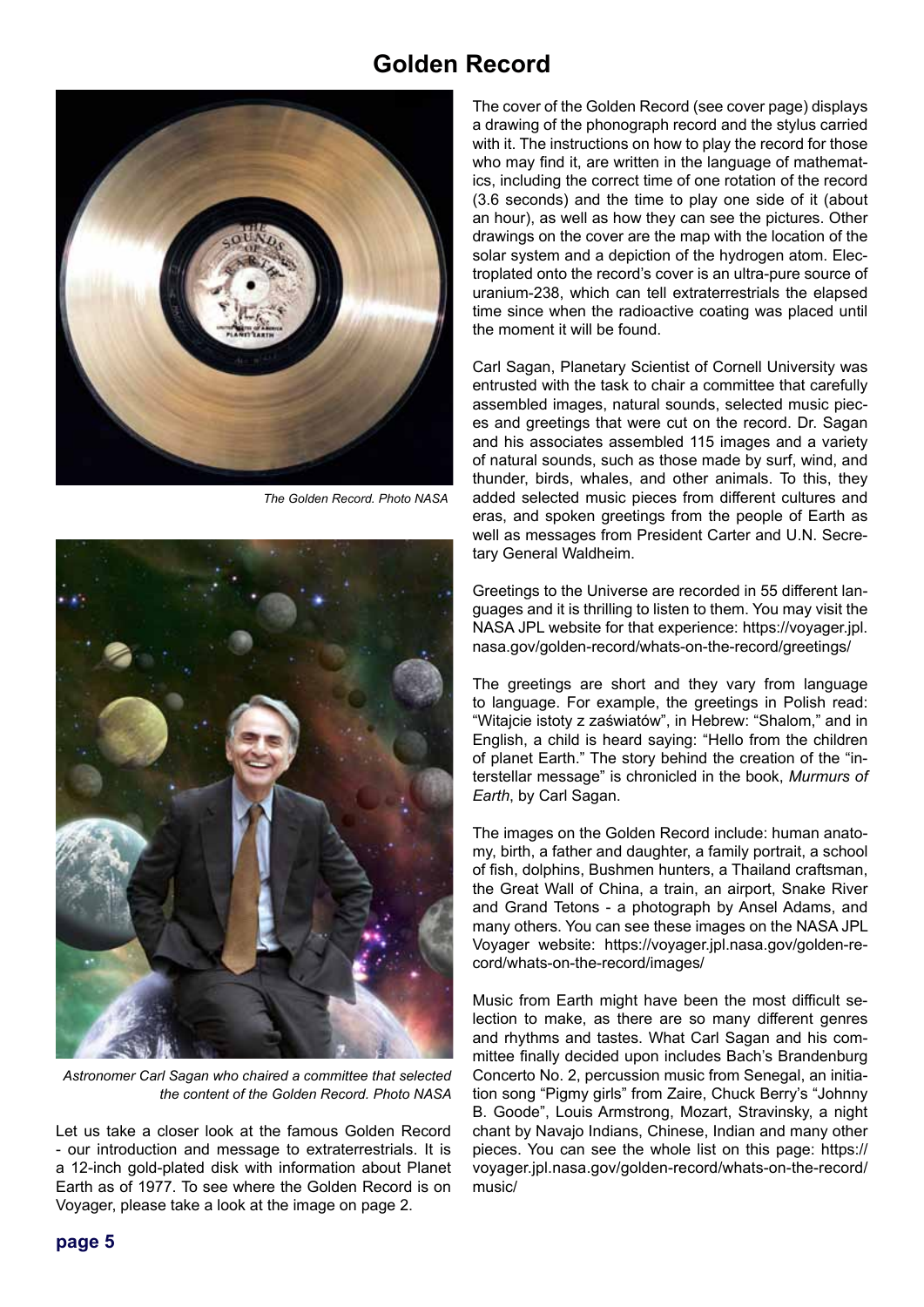# Golden Record

*The Golden Record. Photo NASA*

*Astronomer Carl Sagan who chaired a committee that selected the content of the Golden Record. Photo NASA*

Let us take a closer look at the famous Golden Record - our introduction and message to extraterrestrials. It is a 12-inch gold-plated disk with information about Planet Earth as of 1977. To see where the Golden Record is on Voyager, please take a look at the image on page 2.

The cover of the Golden Record (see cover page) displays a drawing of the phonograph record and the stylus carried with it. The instructions on how to play the record for those who may find it, are written in the language of mathematics, including the correct time of one rotation of the record (3.6 seconds) and the time to play one side of it (about an hour), as well as how they can see the pictures. Other drawings on the cover are the map with the location of the solar system and a depiction of the hydrogen atom. Electroplated onto the record's cover is an ultra-pure source of uranium-238, which can tell extraterrestrials the elapsed time since when the radioactive coating was placed until the moment it will be found.

Carl Sagan, Planetary Scientist of Cornell University was entrusted with the task to chair a committee that carefully assembled images, natural sounds, selected music pieces and greetings that were cut on the record. Dr. Sagan and his associates assembled 115 images and a variety of natural sounds, such as those made by surf, wind, and thunder, birds, whales, and other animals. To this, they added selected music pieces from different cultures and eras, and spoken greetings from the people of Earth as well as messages from President Carter and U.N. Secretary General Waldheim.

Greetings to the Universe are recorded in 55 different languages and it is thrilling to listen to them. You may visit the NASA JPL website for that experience: https://voyager.jpl.nasa.gov/golden-record/whats-on-the-record/greetings/

The greetings are short and they vary from language to language. For example, the greetings in Polish read: "Witajcie istoty z zaświatów", in Hebrew: "Shalom," and in English, a child is heard saying: "Hello from the children of planet Earth." The story behind the creation of the "interstellar message" is chronicled in the book, *Murmurs of Earth*, by Carl Sagan.

The images on the Golden Record include: human anatomy, birth, a father and daughter, a family portrait, a school of fish, dolphins, Bushmen hunters, a Thailand craftsman, the Great Wall of China, a train, an airport, Snake River and Grand Tetons - a photograph by Ansel Adams, and many others. You can see these images on the NASA JPL Voyager website: https://voyager.jpl.nasa.gov/golden-record/whats-on-the-record/images/

Music from Earth might have been the most difficult selection to make, as there are so many different genres and rhythms and tastes. What Carl Sagan and his committee finally decided upon includes Bach's Brandenburg Concerto No. 2, percussion music from Senegal, an initiation song "Pigmy girls" from Zaire, Chuck Berry's "Johnny B. Goode", Louis Armstrong, Mozart, Stravinsky, a night chant by Navajo Indians, Chinese, Indian and many other pieces. You can see the whole list on this page: https://voyager.jpl.nasa.gov/golden-record/whats-on-the-record/music/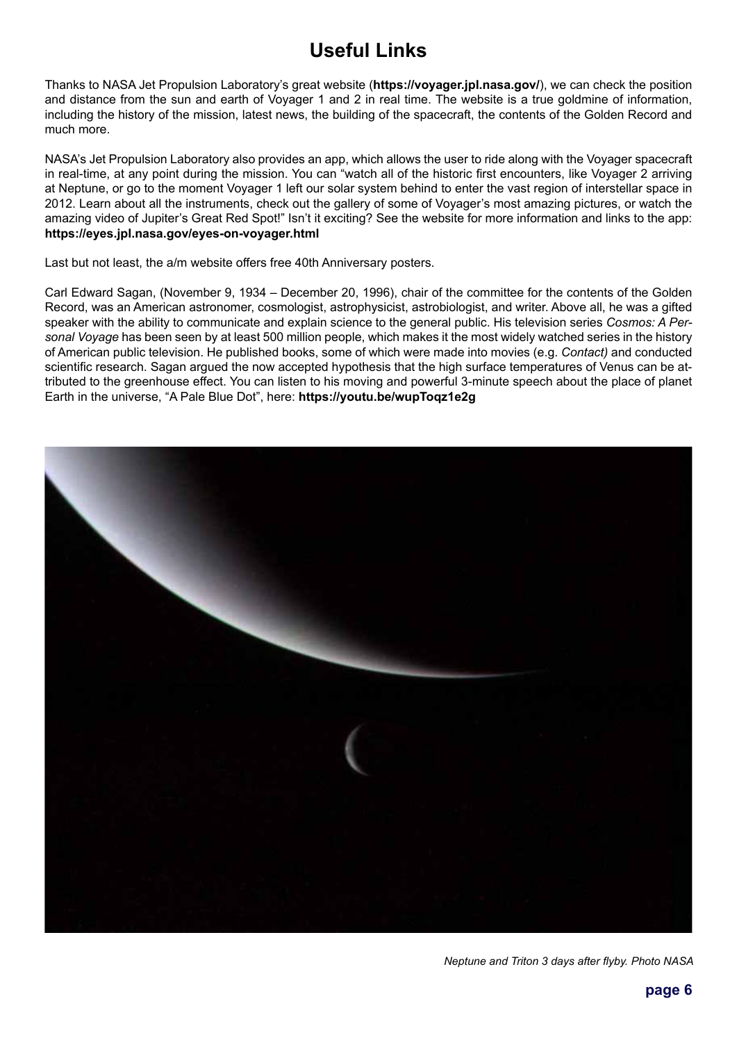# Useful Links

Thanks to NASA Jet Propulsion Laboratory's great website (**https://voyager.jpl.nasa.gov/**), we can check the position and distance from the sun and earth of Voyager 1 and 2 in real time. The website is a true goldmine of information, including the history of the mission, latest news, the building of the spacecraft, the contents of the Golden Record and much more.

NASA's Jet Propulsion Laboratory also provides an app, which allows the user to ride along with the Voyager spacecraft in real-time, at any point during the mission. You can "watch all of the historic first encounters, like Voyager 2 arriving at Neptune, or go to the moment Voyager 1 left our solar system behind to enter the vast region of interstellar space in 2012. Learn about all the instruments, check out the gallery of some of Voyager's most amazing pictures, or watch the amazing video of Jupiter's Great Red Spot!" Isn't it exciting? See the website for more information and links to the app: **https://eyes.jpl.nasa.gov/eyes-on-voyager.html**

Last but not least, the a/m website offers free 40th Anniversary posters.

Carl Edward Sagan, (November 9, 1934 – December 20, 1996), chair of the committee for the contents of the Golden Record, was an American astronomer, cosmologist, astrophysicist, astrobiologist, and writer. Above all, he was a gifted speaker with the ability to communicate and explain science to the general public. His television series *Cosmos: A Personal Voyage* has been seen by at least 500 million people, which makes it the most widely watched series in the history of American public television. He published books, some of which were made into movies (e.g. *Contact)* and conducted scientific research. Sagan argued the now accepted hypothesis that the high surface temperatures of Venus can be attributed to the greenhouse effect. You can listen to his moving and powerful 3-minute speech about the place of planet Earth in the universe, "A Pale Blue Dot", here: **https://youtu.be/wupToqz1e2g**

*Neptune and Triton 3 days after flyby. Photo NASA*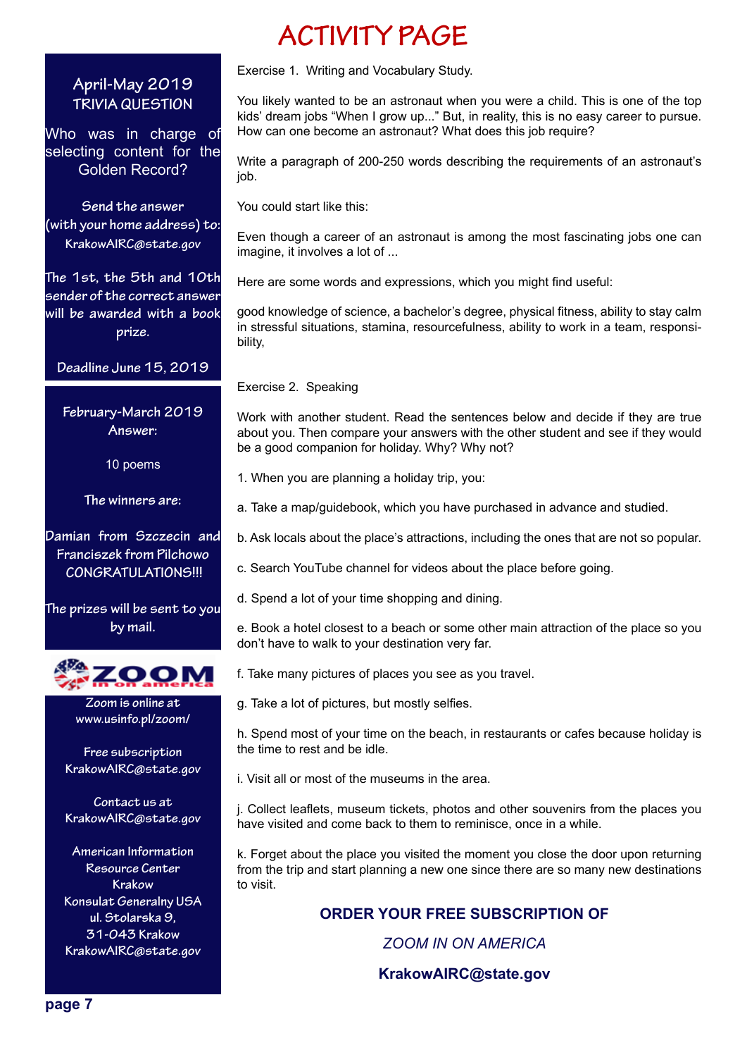# ACTIVITY PAGE

**April-May 2019**
**TRIVIA QUESTION**

Who was in charge of selecting content for the Golden Record?

Send the answer (with your home address) to: KrakowAIRC@state.gov

The 1st, the 5th and 10th sender of the correct answer will be awarded with a book prize.

**Deadline June 15, 2019**

**February-March 2019 Answer:**

10 poems

The winners are:

Damian from Szczecin and Franciszek from Pilchowo CONGRATULATIONS!!!

The prizes will be sent to you by mail.

ZOOM in on america

Zoom is online at www.usinfo.pl/zoom/

Free subscription KrakowAIRC@state.gov

Contact us at KrakowAIRC@state.gov

American Information Resource Center Krakow
Konsulat Generalny USA
ul. Stolarska 9,
31-043 Krakow
KrakowAIRC@state.gov

Exercise 1. Writing and Vocabulary Study.

You likely wanted to be an astronaut when you were a child. This is one of the top kids' dream jobs "When I grow up..." But, in reality, this is no easy career to pursue. How can one become an astronaut? What does this job require?

Write a paragraph of 200-250 words describing the requirements of an astronaut's job.

You could start like this:

Even though a career of an astronaut is among the most fascinating jobs one can imagine, it involves a lot of ...

Here are some words and expressions, which you might find useful:

good knowledge of science, a bachelor's degree, physical fitness, ability to stay calm in stressful situations, stamina, resourcefulness, ability to work in a team, responsibility,

Exercise 2. Speaking

Work with another student. Read the sentences below and decide if they are true about you. Then compare your answers with the other student and see if they would be a good companion for holiday. Why? Why not?

1. When you are planning a holiday trip, you:

a. Take a map/guidebook, which you have purchased in advance and studied.

b. Ask locals about the place's attractions, including the ones that are not so popular.

c. Search YouTube channel for videos about the place before going.

d. Spend a lot of your time shopping and dining.

e. Book a hotel closest to a beach or some other main attraction of the place so you don't have to walk to your destination very far.

f. Take many pictures of places you see as you travel.

g. Take a lot of pictures, but mostly selfies.

h. Spend most of your time on the beach, in restaurants or cafes because holiday is the time to rest and be idle.

i. Visit all or most of the museums in the area.

j. Collect leaflets, museum tickets, photos and other souvenirs from the places you have visited and come back to them to reminisce, once in a while.

k. Forget about the place you visited the moment you close the door upon returning from the trip and start planning a new one since there are so many new destinations to visit.

**ORDER YOUR FREE SUBSCRIPTION OF**

*ZOOM IN ON AMERICA*

**KrakowAIRC@state.gov**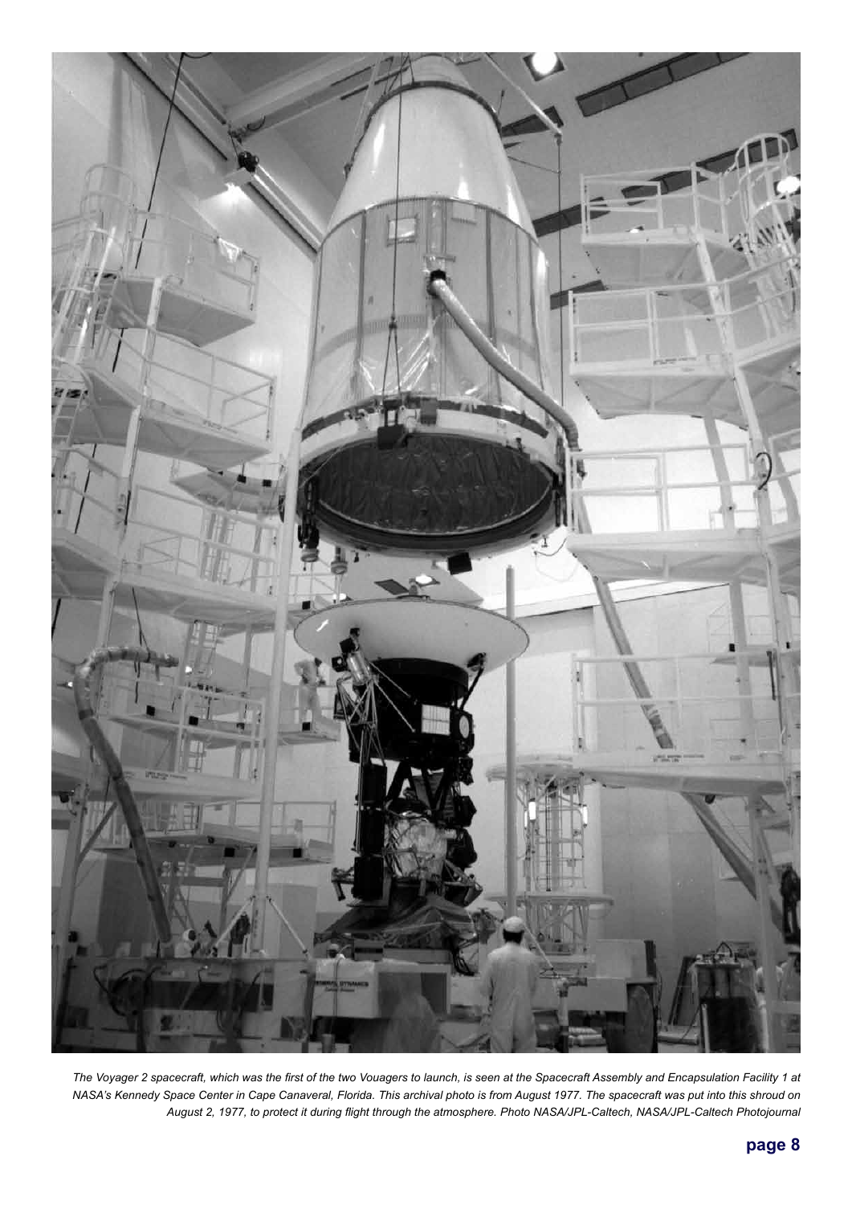*The Voyager 2 spacecraft, which was the first of the two Vouagers to launch, is seen at the Spacecraft Assembly and Encapsulation Facility 1 at NASA's Kennedy Space Center in Cape Canaveral, Florida. This archival photo is from August 1977. The spacecraft was put into this shroud on August 2, 1977, to protect it during flight through the atmosphere. Photo NASA/JPL-Caltech, NASA/JPL-Caltech Photojournal*